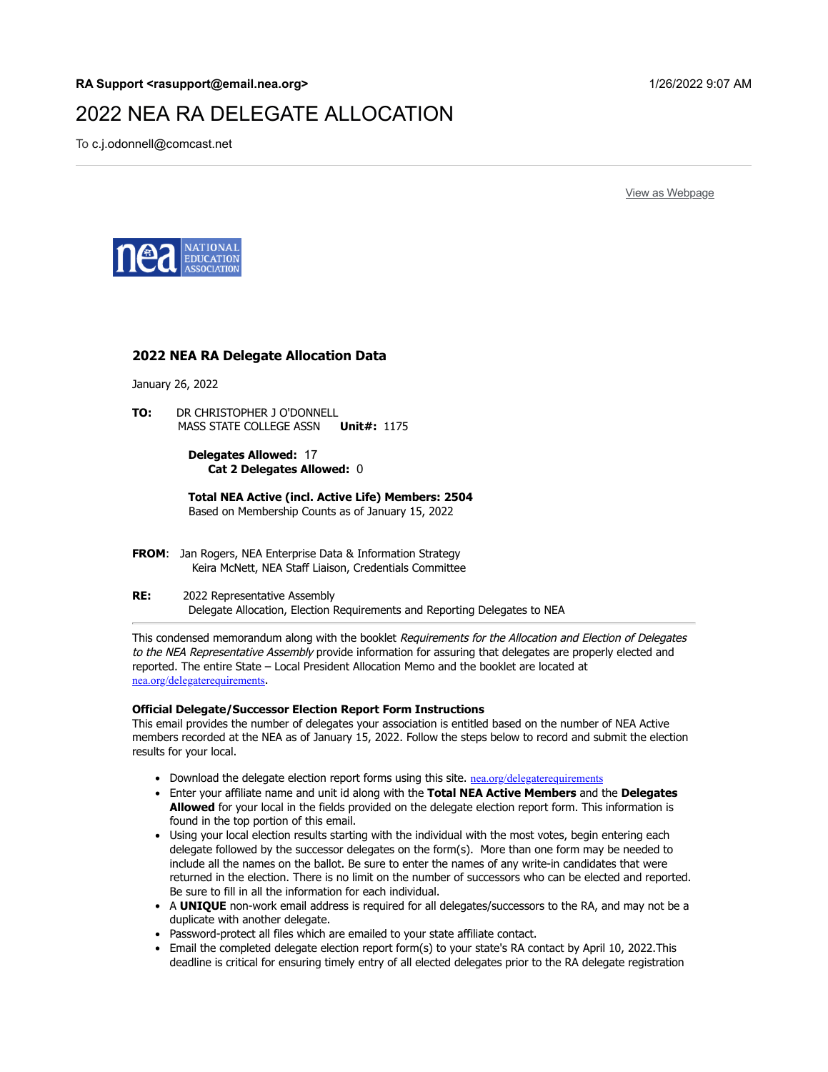**RA Support <rasupport@email.nea.org>** 1/26/2022 9:07 AM

# 2022 NEA RA DELEGATE ALLOCATION

To c.j.odonnell@comcast.net

View as Webpage

## 2022 NEA RA Delegate Allocation Data

January 26, 2022

**TO:** DR CHRISTOPHER J O'DONNELL
MASS STATE COLLEGE ASSN **Unit#:** 1175

**Delegates Allowed:** 17
**Cat 2 Delegates Allowed:** 0

**Total NEA Active (incl. Active Life) Members: 2504**
Based on Membership Counts as of January 15, 2022

**FROM**: Jan Rogers, NEA Enterprise Data & Information Strategy
Keira McNett, NEA Staff Liaison, Credentials Committee

**RE:** 2022 Representative Assembly
Delegate Allocation, Election Requirements and Reporting Delegates to NEA

---

This condensed memorandum along with the booklet *Requirements for the Allocation and Election of Delegates to the NEA Representative Assembly* provide information for assuring that delegates are properly elected and reported. The entire State – Local President Allocation Memo and the booklet are located at nea.org/delegaterequirements.

**Official Delegate/Successor Election Report Form Instructions**
This email provides the number of delegates your association is entitled based on the number of NEA Active members recorded at the NEA as of January 15, 2022. Follow the steps below to record and submit the election results for your local.

- Download the delegate election report forms using this site. nea.org/delegaterequirements
- Enter your affiliate name and unit id along with the **Total NEA Active Members** and the **Delegates Allowed** for your local in the fields provided on the delegate election report form. This information is found in the top portion of this email.
- Using your local election results starting with the individual with the most votes, begin entering each delegate followed by the successor delegates on the form(s). More than one form may be needed to include all the names on the ballot. Be sure to enter the names of any write-in candidates that were returned in the election. There is no limit on the number of successors who can be elected and reported. Be sure to fill in all the information for each individual.
- A **UNIQUE** non-work email address is required for all delegates/successors to the RA, and may not be a duplicate with another delegate.
- Password-protect all files which are emailed to your state affiliate contact.
- Email the completed delegate election report form(s) to your state's RA contact by April 10, 2022.This deadline is critical for ensuring timely entry of all elected delegates prior to the RA delegate registration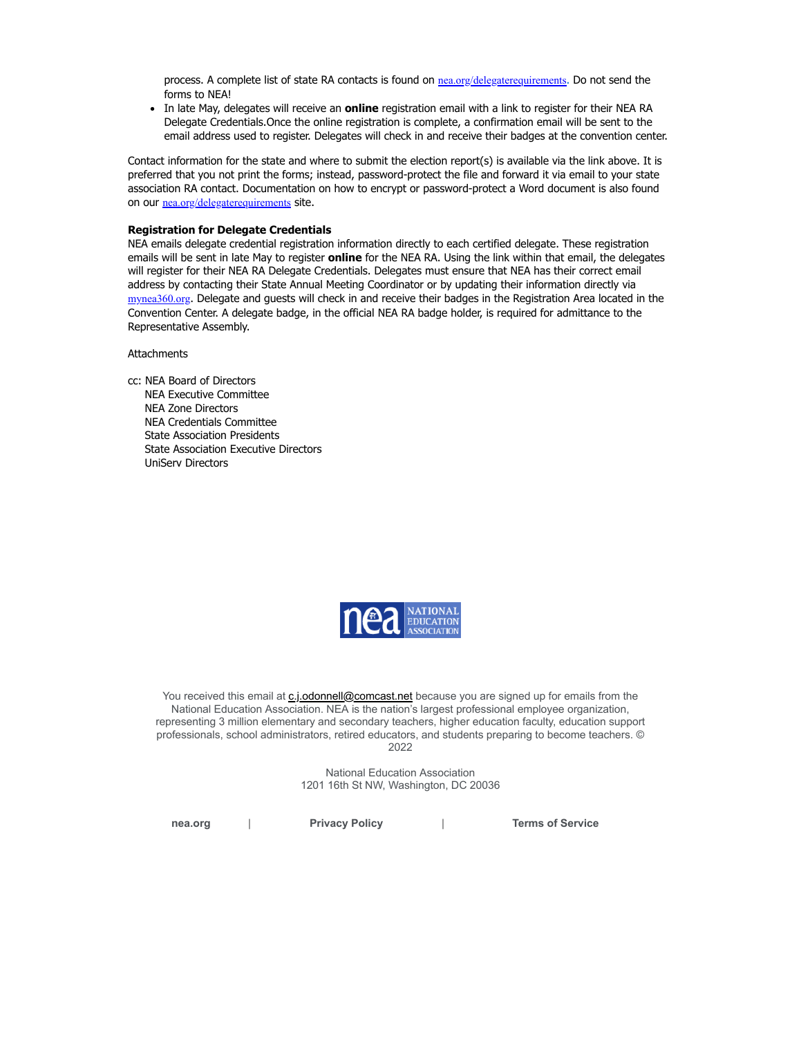process. A complete list of state RA contacts is found on nea.org/delegaterequirements. Do not send the forms to NEA!

- In late May, delegates will receive an **online** registration email with a link to register for their NEA RA Delegate Credentials.Once the online registration is complete, a confirmation email will be sent to the email address used to register. Delegates will check in and receive their badges at the convention center.

Contact information for the state and where to submit the election report(s) is available via the link above. It is preferred that you not print the forms; instead, password-protect the file and forward it via email to your state association RA contact. Documentation on how to encrypt or password-protect a Word document is also found on our nea.org/delegaterequirements site.

**Registration for Delegate Credentials**

NEA emails delegate credential registration information directly to each certified delegate. These registration emails will be sent in late May to register **online** for the NEA RA. Using the link within that email, the delegates will register for their NEA RA Delegate Credentials. Delegates must ensure that NEA has their correct email address by contacting their State Annual Meeting Coordinator or by updating their information directly via mynea360.org. Delegate and guests will check in and receive their badges in the Registration Area located in the Convention Center. A delegate badge, in the official NEA RA badge holder, is required for admittance to the Representative Assembly.

Attachments

cc: NEA Board of Directors
NEA Executive Committee
NEA Zone Directors
NEA Credentials Committee
State Association Presidents
State Association Executive Directors
UniServ Directors

nea NATIONAL EDUCATION ASSOCIATION

You received this email at c.j.odonnell@comcast.net because you are signed up for emails from the National Education Association. NEA is the nation's largest professional employee organization, representing 3 million elementary and secondary teachers, higher education faculty, education support professionals, school administrators, retired educators, and students preparing to become teachers. © 2022

National Education Association
1201 16th St NW, Washington, DC 20036

nea.org | Privacy Policy | Terms of Service